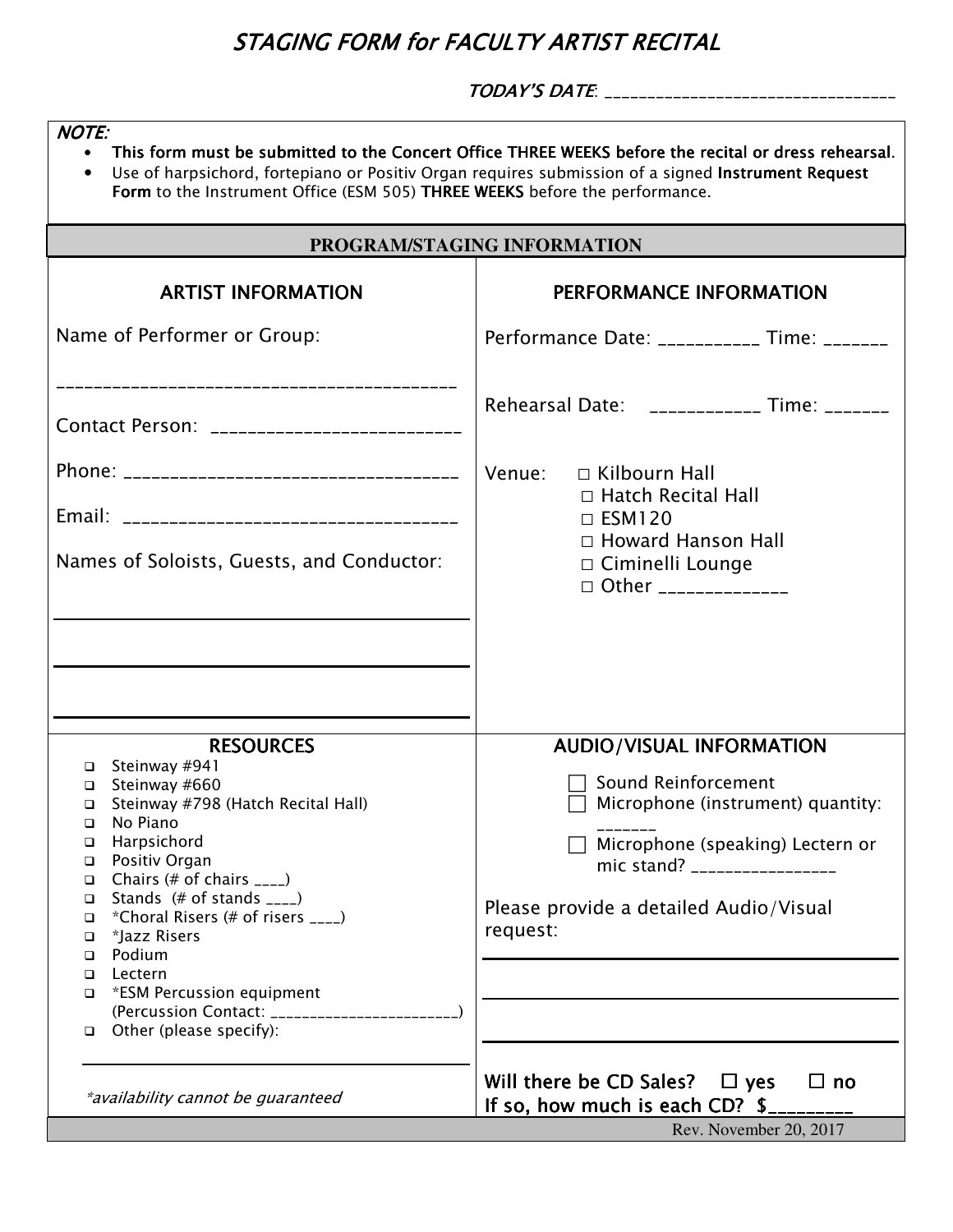# STAGING FORM for FACULTY ARTIST RECITAL

TODAY'S DATE: ________________________________

*NOTE:*

- **This form must be submitted to the Concert Office THREE WEEKS before the recital or dress rehearsal.**
- Use of harpsichord, fortepiano or Positiv Organ requires submission of a signed **Instrument Request Form** to the Instrument Office (ESM 505) **THREE WEEKS** before the performance.

## PROGRAM/STAGING INFORMATION

### ARTIST INFORMATION

Name of Performer or Group:

________________________________________

Contact Person: __________________________

Phone: __________________________________

Email: __________________________________

Names of Soloists, Guests, and Conductor:

________________________________________

________________________________________

________________________________________

### PERFORMANCE INFORMATION

Performance Date: ___________ Time: _______

Rehearsal Date: ___________ Time: _______

Venue:
- □ Kilbourn Hall
- □ Hatch Recital Hall
- □ ESM120
- □ Howard Hanson Hall
- □ Ciminelli Lounge
- □ Other _____________

### RESOURCES

- ❑ Steinway #941
- ❑ Steinway #660
- ❑ Steinway #798 (Hatch Recital Hall)
- ❑ No Piano
- ❑ Harpsichord
- ❑ Positiv Organ
- ❑ Chairs (# of chairs ____)
- ❑ Stands (# of stands ____)
- ❑ *Choral Risers (# of risers ____)
- ❑ *Jazz Risers
- ❑ Podium
- ❑ Lectern
- ❑ *ESM Percussion equipment (Percussion Contact: ______________________)
- ❑ Other (please specify):

________________________________________

*\*availability cannot be guaranteed*

### AUDIO/VISUAL INFORMATION

- ☐ Sound Reinforcement
- ☐ Microphone (instrument) quantity: _______
- ☐ Microphone (speaking) Lectern or mic stand? ________________

Please provide a detailed Audio/Visual request:

________________________________________

________________________________________

________________________________________

**Will there be CD Sales? ☐ yes ☐ no**
**If so, how much is each CD? $_________**

Rev. November 20, 2017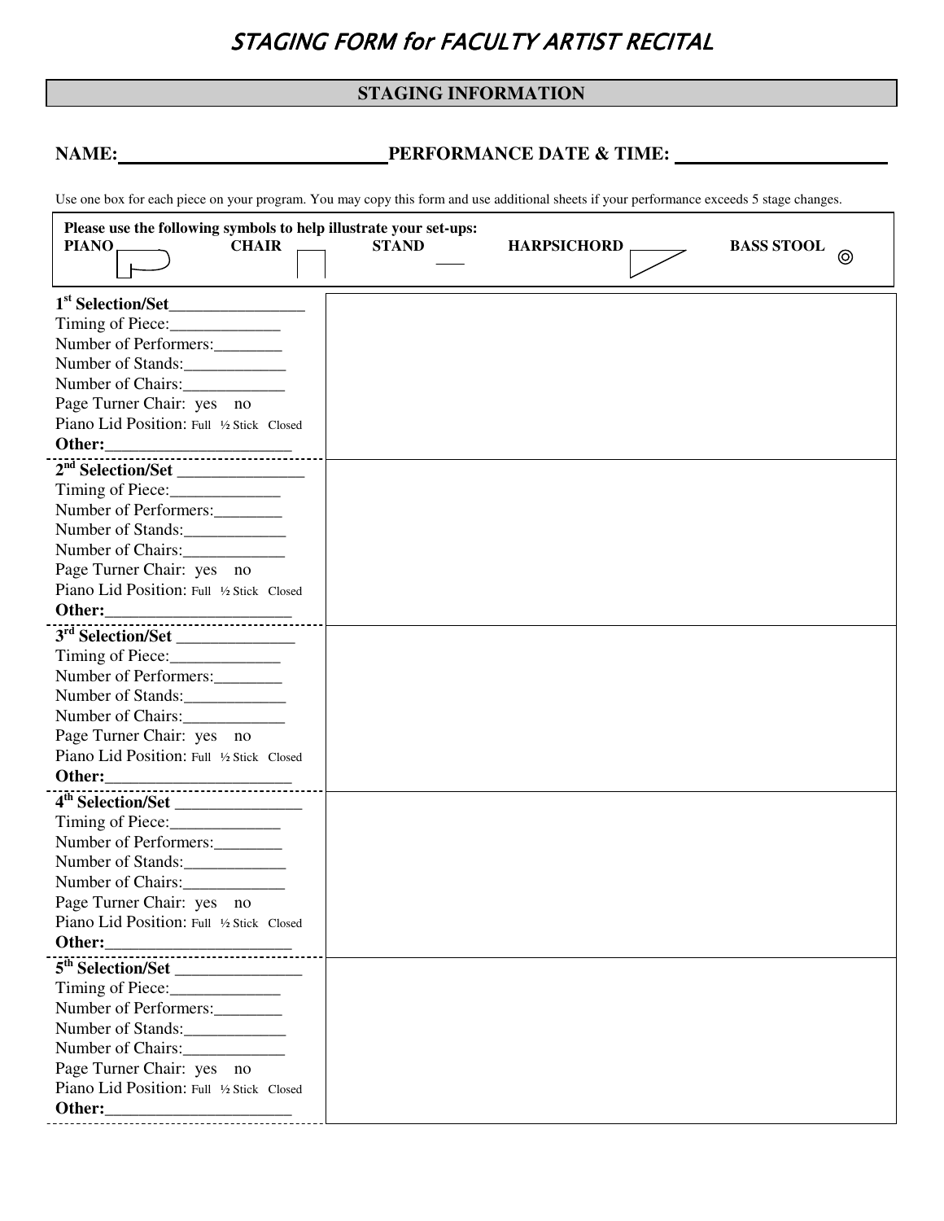# STAGING FORM for FACULTY ARTIST RECITAL

## STAGING INFORMATION

**NAME:**\_\_\_\_\_\_\_\_\_\_\_\_\_\_\_\_\_\_\_\_\_\_\_\_\_\_\_\_**PERFORMANCE DATE & TIME:** \_\_\_\_\_\_\_\_\_\_\_\_\_\_\_\_\_\_\_\_\_\_

Use one box for each piece on your program. You may copy this form and use additional sheets if your performance exceeds 5 stage changes.

**Please use the following symbols to help illustrate your set-ups:**
**PIANO** **CHAIR** **STAND** **HARPSICHORD** **BASS STOOL** ◎

| | |
|---|---|
| **1st Selection/Set**\_\_\_\_\_\_\_\_\_\_\_\_\_\_\_\_<br>Timing of Piece:\_\_\_\_\_\_\_\_\_\_\_\_\_<br>Number of Performers:\_\_\_\_\_\_\_\_<br>Number of Stands:\_\_\_\_\_\_\_\_\_\_\_\_<br>Number of Chairs:\_\_\_\_\_\_\_\_\_\_\_\_<br>Page Turner Chair: yes no<br>Piano Lid Position: Full ½ Stick Closed<br>**Other:**\_\_\_\_\_\_\_\_\_\_\_\_\_\_\_\_\_\_\_\_\_\_ | |
| **2nd Selection/Set** \_\_\_\_\_\_\_\_\_\_\_\_\_\_\_<br>Timing of Piece:\_\_\_\_\_\_\_\_\_\_\_\_\_<br>Number of Performers:\_\_\_\_\_\_\_\_<br>Number of Stands:\_\_\_\_\_\_\_\_\_\_\_\_<br>Number of Chairs:\_\_\_\_\_\_\_\_\_\_\_\_<br>Page Turner Chair: yes no<br>Piano Lid Position: Full ½ Stick Closed<br>**Other:**\_\_\_\_\_\_\_\_\_\_\_\_\_\_\_\_\_\_\_\_\_\_ | |
| **3rd Selection/Set** \_\_\_\_\_\_\_\_\_\_\_\_\_\_<br>Timing of Piece:\_\_\_\_\_\_\_\_\_\_\_\_\_<br>Number of Performers:\_\_\_\_\_\_\_\_<br>Number of Stands:\_\_\_\_\_\_\_\_\_\_\_\_<br>Number of Chairs:\_\_\_\_\_\_\_\_\_\_\_\_<br>Page Turner Chair: yes no<br>Piano Lid Position: Full ½ Stick Closed<br>**Other:**\_\_\_\_\_\_\_\_\_\_\_\_\_\_\_\_\_\_\_\_\_\_ | |
| **4th Selection/Set** \_\_\_\_\_\_\_\_\_\_\_\_\_\_\_<br>Timing of Piece:\_\_\_\_\_\_\_\_\_\_\_\_\_<br>Number of Performers:\_\_\_\_\_\_\_\_<br>Number of Stands:\_\_\_\_\_\_\_\_\_\_\_\_<br>Number of Chairs:\_\_\_\_\_\_\_\_\_\_\_\_<br>Page Turner Chair: yes no<br>Piano Lid Position: Full ½ Stick Closed<br>**Other:**\_\_\_\_\_\_\_\_\_\_\_\_\_\_\_\_\_\_\_\_\_\_ | |
| **5th Selection/Set** \_\_\_\_\_\_\_\_\_\_\_\_\_\_\_<br>Timing of Piece:\_\_\_\_\_\_\_\_\_\_\_\_\_<br>Number of Performers:\_\_\_\_\_\_\_\_<br>Number of Stands:\_\_\_\_\_\_\_\_\_\_\_\_<br>Number of Chairs:\_\_\_\_\_\_\_\_\_\_\_\_<br>Page Turner Chair: yes no<br>Piano Lid Position: Full ½ Stick Closed<br>**Other:**\_\_\_\_\_\_\_\_\_\_\_\_\_\_\_\_\_\_\_\_\_\_ | |